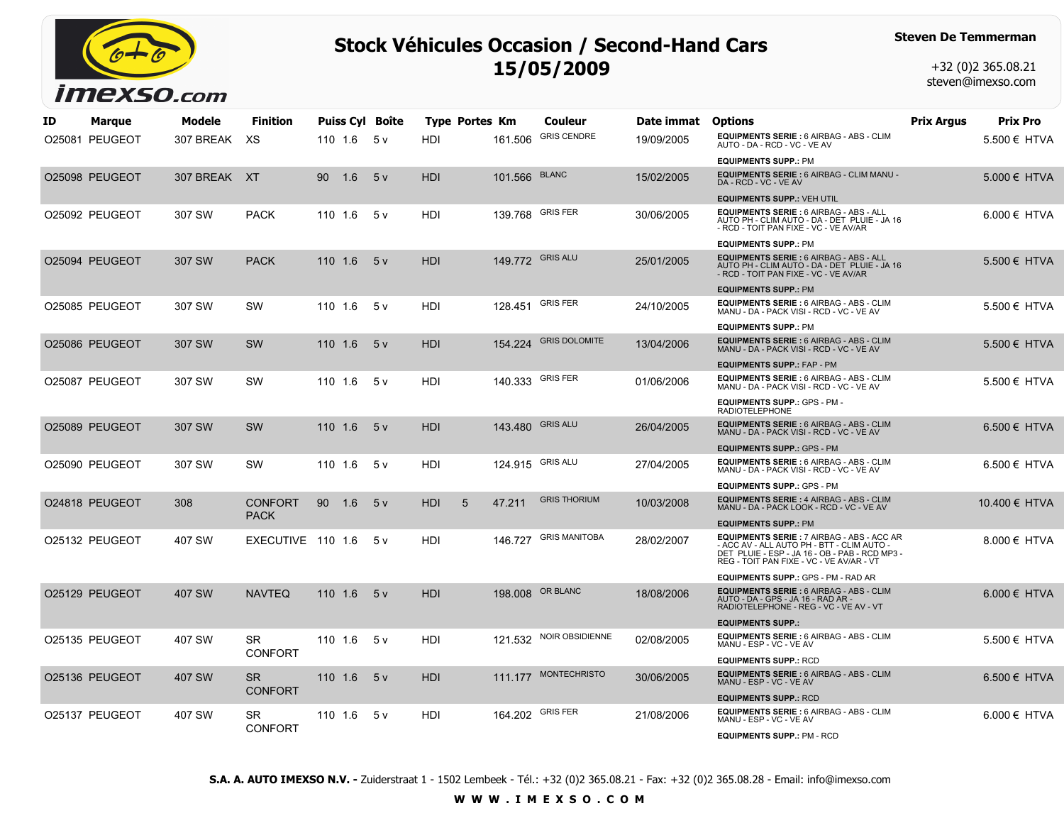# Stock Véhicules Occasion / Second-Hand Cars
## 15/05/2009

**Steven De Temmerman**

+32 (0)2 365.08.21
steven@imexso.com

| ID | Marque | Modele | Finition | Puiss | Cyl | Boîte | Type | Portes | Km | Couleur | Date immat | Options | Prix Argus | Prix Pro |
|---|---|---|---|---|---|---|---|---|---|---|---|---|---|---|
| O25081 | PEUGEOT | 307 BREAK | XS | 110 | 1.6 | 5 v | HDI | | 161.506 | GRIS CENDRE | 19/09/2005 | **EQUIPMENTS SERIE :** 6 AIRBAG - ABS - CLIM AUTO - DA - RCD - VC - VE AV **EQUIPMENTS SUPP.:** PM | | 5.500 € HTVA |
| O25098 | PEUGEOT | 307 BREAK | XT | 90 | 1.6 | 5 v | HDI | | 101.566 | BLANC | 15/02/2005 | **EQUIPMENTS SERIE :** 6 AIRBAG - CLIM MANU - DA - RCD - VC - VE AV **EQUIPMENTS SUPP.:** VEH UTIL | | 5.000 € HTVA |
| O25092 | PEUGEOT | 307 SW | PACK | 110 | 1.6 | 5 v | HDI | | 139.768 | GRIS FER | 30/06/2005 | **EQUIPMENTS SERIE :** 6 AIRBAG - ABS - ALL AUTO PH - CLIM AUTO - DA - DET PLUIE - JA 16 - RCD - TOIT PAN FIXE - VC - VE AV/AR **EQUIPMENTS SUPP.:** PM | | 6.000 € HTVA |
| O25094 | PEUGEOT | 307 SW | PACK | 110 | 1.6 | 5 v | HDI | | 149.772 | GRIS ALU | 25/01/2005 | **EQUIPMENTS SERIE :** 6 AIRBAG - ABS - ALL AUTO PH - CLIM AUTO - DA - DET PLUIE - JA 16 - RCD - TOIT PAN FIXE - VC - VE AV/AR **EQUIPMENTS SUPP.:** PM | | 5.500 € HTVA |
| O25085 | PEUGEOT | 307 SW | SW | 110 | 1.6 | 5 v | HDI | | 128.451 | GRIS FER | 24/10/2005 | **EQUIPMENTS SERIE :** 6 AIRBAG - ABS - CLIM MANU - DA - PACK VISI - RCD - VC - VE AV **EQUIPMENTS SUPP.:** PM | | 5.500 € HTVA |
| O25086 | PEUGEOT | 307 SW | SW | 110 | 1.6 | 5 v | HDI | | 154.224 | GRIS DOLOMITE | 13/04/2006 | **EQUIPMENTS SERIE :** 6 AIRBAG - ABS - CLIM MANU - DA - PACK VISI - RCD - VC - VE AV **EQUIPMENTS SUPP.:** FAP - PM | | 5.500 € HTVA |
| O25087 | PEUGEOT | 307 SW | SW | 110 | 1.6 | 5 v | HDI | | 140.333 | GRIS FER | 01/06/2006 | **EQUIPMENTS SERIE :** 6 AIRBAG - ABS - CLIM MANU - DA - PACK VISI - RCD - VC - VE AV **EQUIPMENTS SUPP.:** GPS - PM - RADIOTELEPHONE | | 5.500 € HTVA |
| O25089 | PEUGEOT | 307 SW | SW | 110 | 1.6 | 5 v | HDI | | 143.480 | GRIS ALU | 26/04/2005 | **EQUIPMENTS SERIE :** 6 AIRBAG - ABS - CLIM MANU - DA - PACK VISI - RCD - VC - VE AV **EQUIPMENTS SUPP.:** GPS - PM | | 6.500 € HTVA |
| O25090 | PEUGEOT | 307 SW | SW | 110 | 1.6 | 5 v | HDI | | 124.915 | GRIS ALU | 27/04/2005 | **EQUIPMENTS SERIE :** 6 AIRBAG - ABS - CLIM MANU - DA - PACK VISI - RCD - VC - VE AV **EQUIPMENTS SUPP.:** GPS - PM | | 6.500 € HTVA |
| O24818 | PEUGEOT | 308 | CONFORT PACK | 90 | 1.6 | 5 v | HDI | 5 | 47.211 | GRIS THORIUM | 10/03/2008 | **EQUIPMENTS SERIE :** 4 AIRBAG - ABS - CLIM MANU - DA - PACK LOOK - RCD - VC - VE AV **EQUIPMENTS SUPP.:** PM | | 10.400 € HTVA |
| O25132 | PEUGEOT | 407 SW | EXECUTIVE | 110 | 1.6 | 5 v | HDI | | 146.727 | GRIS MANITOBA | 28/02/2007 | **EQUIPMENTS SERIE :** 7 AIRBAG - ABS - ACC AR - ACC AV - ALL AUTO PH - BTT - CLIM AUTO - DET PLUIE - ESP - JA 16 - OB - PAB - RCD MP3 - REG - TOIT PAN FIXE - VC - VE AV/AR - VT **EQUIPMENTS SUPP.:** GPS - PM - RAD AR | | 8.000 € HTVA |
| O25129 | PEUGEOT | 407 SW | NAVTEQ | 110 | 1.6 | 5 v | HDI | | 198.008 | OR BLANC | 18/08/2006 | **EQUIPMENTS SERIE :** 6 AIRBAG - ABS - CLIM AUTO - DA - GPS - JA 16 - RAD AR - RADIOTELEPHONE - REG - VC - VE AV - VT **EQUIPMENTS SUPP.:** | | 6.000 € HTVA |
| O25135 | PEUGEOT | 407 SW | SR CONFORT | 110 | 1.6 | 5 v | HDI | | 121.532 | NOIR OBSIDIENNE | 02/08/2005 | **EQUIPMENTS SERIE :** 6 AIRBAG - ABS - CLIM MANU - ESP - VC - VE AV **EQUIPMENTS SUPP.:** RCD | | 5.500 € HTVA |
| O25136 | PEUGEOT | 407 SW | SR CONFORT | 110 | 1.6 | 5 v | HDI | | 111.177 | MONTECHRISTO | 30/06/2005 | **EQUIPMENTS SERIE :** 6 AIRBAG - ABS - CLIM MANU - ESP - VC - VE AV **EQUIPMENTS SUPP.:** RCD | | 6.500 € HTVA |
| O25137 | PEUGEOT | 407 SW | SR CONFORT | 110 | 1.6 | 5 v | HDI | | 164.202 | GRIS FER | 21/08/2006 | **EQUIPMENTS SERIE :** 6 AIRBAG - ABS - CLIM MANU - ESP - VC - VE AV **EQUIPMENTS SUPP.:** PM - RCD | | 6.000 € HTVA |

**S.A. A. AUTO IMEXSO N.V. -** Zuiderstraat 1 - 1502 Lembeek - Tél.: +32 (0)2 365.08.21 - Fax: +32 (0)2 365.08.28 - Email: info@imexso.com

**W W W . I M E X S O . C O M**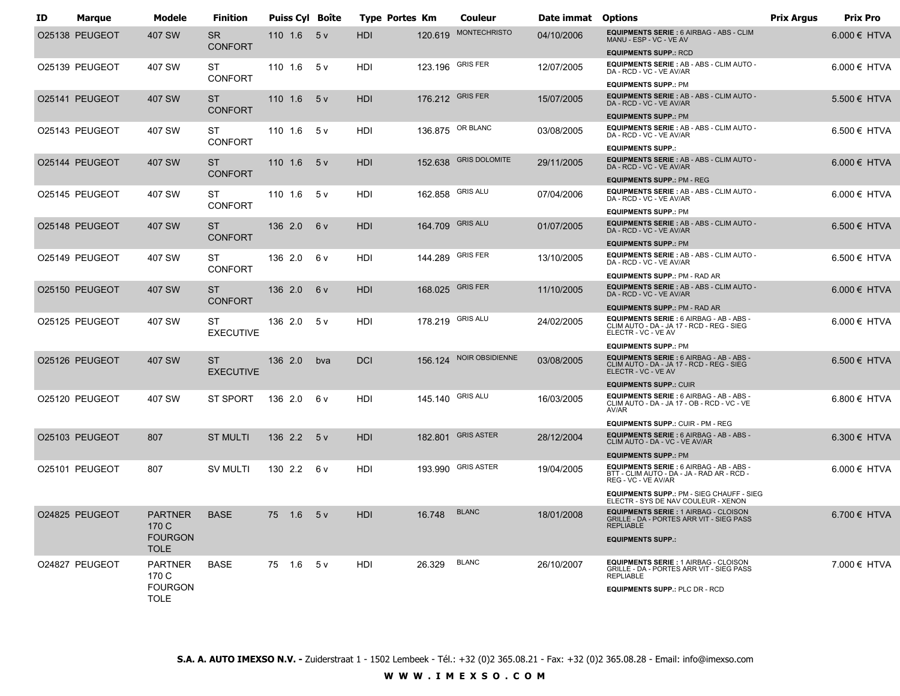| ID | Marque | Modele | Finition | Puiss | Cyl | Boîte | Type | Portes | Km | Couleur | Date immat | Options | Prix Argus | Prix Pro |
|---|---|---|---|---|---|---|---|---|---|---|---|---|---|---|
| O25138 | PEUGEOT | 407 SW | SR CONFORT | 110 | 1.6 | 5 v | HDI | | 120.619 | MONTECHRISTO | 04/10/2006 | **EQUIPMENTS SERIE :** 6 AIRBAG - ABS - CLIM MANU - ESP - VC - VE AV **EQUIPMENTS SUPP.:** RCD | | 6.000 € HTVA |
| O25139 | PEUGEOT | 407 SW | ST CONFORT | 110 | 1.6 | 5 v | HDI | | 123.196 | GRIS FER | 12/07/2005 | **EQUIPMENTS SERIE :** AB - ABS - CLIM AUTO - DA - RCD - VC - VE AV/AR **EQUIPMENTS SUPP.:** PM | | 6.000 € HTVA |
| O25141 | PEUGEOT | 407 SW | ST CONFORT | 110 | 1.6 | 5 v | HDI | | 176.212 | GRIS FER | 15/07/2005 | **EQUIPMENTS SERIE :** AB - ABS - CLIM AUTO - DA - RCD - VC - VE AV/AR **EQUIPMENTS SUPP.:** PM | | 5.500 € HTVA |
| O25143 | PEUGEOT | 407 SW | ST CONFORT | 110 | 1.6 | 5 v | HDI | | 136.875 | OR BLANC | 03/08/2005 | **EQUIPMENTS SERIE :** AB - ABS - CLIM AUTO - DA - RCD - VC - VE AV/AR **EQUIPMENTS SUPP.:** | | 6.500 € HTVA |
| O25144 | PEUGEOT | 407 SW | ST CONFORT | 110 | 1.6 | 5 v | HDI | | 152.638 | GRIS DOLOMITE | 29/11/2005 | **EQUIPMENTS SERIE :** AB - ABS - CLIM AUTO - DA - RCD - VC - VE AV/AR **EQUIPMENTS SUPP.:** PM - REG | | 6.000 € HTVA |
| O25145 | PEUGEOT | 407 SW | ST CONFORT | 110 | 1.6 | 5 v | HDI | | 162.858 | GRIS ALU | 07/04/2006 | **EQUIPMENTS SERIE :** AB - ABS - CLIM AUTO - DA - RCD - VC - VE AV/AR **EQUIPMENTS SUPP.:** PM | | 6.000 € HTVA |
| O25148 | PEUGEOT | 407 SW | ST CONFORT | 136 | 2.0 | 6 v | HDI | | 164.709 | GRIS ALU | 01/07/2005 | **EQUIPMENTS SERIE :** AB - ABS - CLIM AUTO - DA - RCD - VC - VE AV/AR **EQUIPMENTS SUPP.:** PM | | 6.500 € HTVA |
| O25149 | PEUGEOT | 407 SW | ST CONFORT | 136 | 2.0 | 6 v | HDI | | 144.289 | GRIS FER | 13/10/2005 | **EQUIPMENTS SERIE :** AB - ABS - CLIM AUTO - DA - RCD - VC - VE AV/AR **EQUIPMENTS SUPP.:** PM - RAD AR | | 6.500 € HTVA |
| O25150 | PEUGEOT | 407 SW | ST CONFORT | 136 | 2.0 | 6 v | HDI | | 168.025 | GRIS FER | 11/10/2005 | **EQUIPMENTS SERIE :** AB - ABS - CLIM AUTO - DA - RCD - VC - VE AV/AR **EQUIPMENTS SUPP.:** PM - RAD AR | | 6.000 € HTVA |
| O25125 | PEUGEOT | 407 SW | ST EXECUTIVE | 136 | 2.0 | 5 v | HDI | | 178.219 | GRIS ALU | 24/02/2005 | **EQUIPMENTS SERIE :** 6 AIRBAG - AB - ABS - CLIM AUTO - DA - JA 17 - RCD - REG - SIEG ELECTR - VC - VE AV **EQUIPMENTS SUPP.:** PM | | 6.000 € HTVA |
| O25126 | PEUGEOT | 407 SW | ST EXECUTIVE | 136 | 2.0 | bva | DCI | | 156.124 | NOIR OBSIDIENNE | 03/08/2005 | **EQUIPMENTS SERIE :** 6 AIRBAG - AB - ABS - CLIM AUTO - DA - JA 17 - RCD - REG - SIEG ELECTR - VC - VE AV **EQUIPMENTS SUPP.:** CUIR | | 6.500 € HTVA |
| O25120 | PEUGEOT | 407 SW | ST SPORT | 136 | 2.0 | 6 v | HDI | | 145.140 | GRIS ALU | 16/03/2005 | **EQUIPMENTS SERIE :** 6 AIRBAG - AB - ABS - CLIM AUTO - DA - JA 17 - OB - RCD - VC - VE AV/AR **EQUIPMENTS SUPP.:** CUIR - PM - REG | | 6.800 € HTVA |
| O25103 | PEUGEOT | 807 | ST MULTI | 136 | 2.2 | 5 v | HDI | | 182.801 | GRIS ASTER | 28/12/2004 | **EQUIPMENTS SERIE :** 6 AIRBAG - AB - ABS - CLIM AUTO - DA - VC - VE AV/AR **EQUIPMENTS SUPP.:** PM | | 6.300 € HTVA |
| O25101 | PEUGEOT | 807 | SV MULTI | 130 | 2.2 | 6 v | HDI | | 193.990 | GRIS ASTER | 19/04/2005 | **EQUIPMENTS SERIE :** 6 AIRBAG - AB - ABS - BTT - CLIM AUTO - DA - JA - RAD AR - RCD - REG - VC - VE AV/AR **EQUIPMENTS SUPP.:** PM - SIEG CHAUFF - SIEG ELECTR - SYS DE NAV COULEUR - XENON | | 6.000 € HTVA |
| O24825 | PEUGEOT | PARTNER 170 C FOURGON TOLE | BASE | 75 | 1.6 | 5 v | HDI | | 16.748 | BLANC | 18/01/2008 | **EQUIPMENTS SERIE :** 1 AIRBAG - CLOISON GRILLE - DA - PORTES ARR VIT - SIEG PASS REPLIABLE **EQUIPMENTS SUPP.:** | | 6.700 € HTVA |
| O24827 | PEUGEOT | PARTNER 170 C FOURGON TOLE | BASE | 75 | 1.6 | 5 v | HDI | | 26.329 | BLANC | 26/10/2007 | **EQUIPMENTS SERIE :** 1 AIRBAG - CLOISON GRILLE - DA - PORTES ARR VIT - SIEG PASS REPLIABLE **EQUIPMENTS SUPP.:** PLC DR - RCD | | 7.000 € HTVA |

**S.A. A. AUTO IMEXSO N.V. -** Zuiderstraat 1 - 1502 Lembeek - Tél.: +32 (0)2 365.08.21 - Fax: +32 (0)2 365.08.28 - Email: info@imexso.com

**W W W . I M E X S O . C O M**